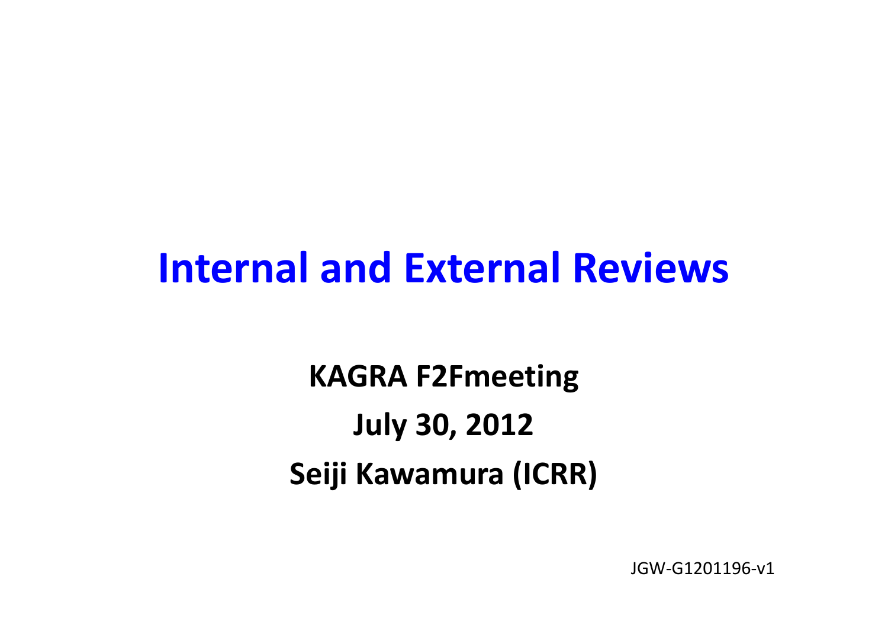# Internal and External Reviews

**KAGRA F2Fmeeting**

**July 30, 2012**

**Seiji Kawamura (ICRR)**

JGW-G1201196-v1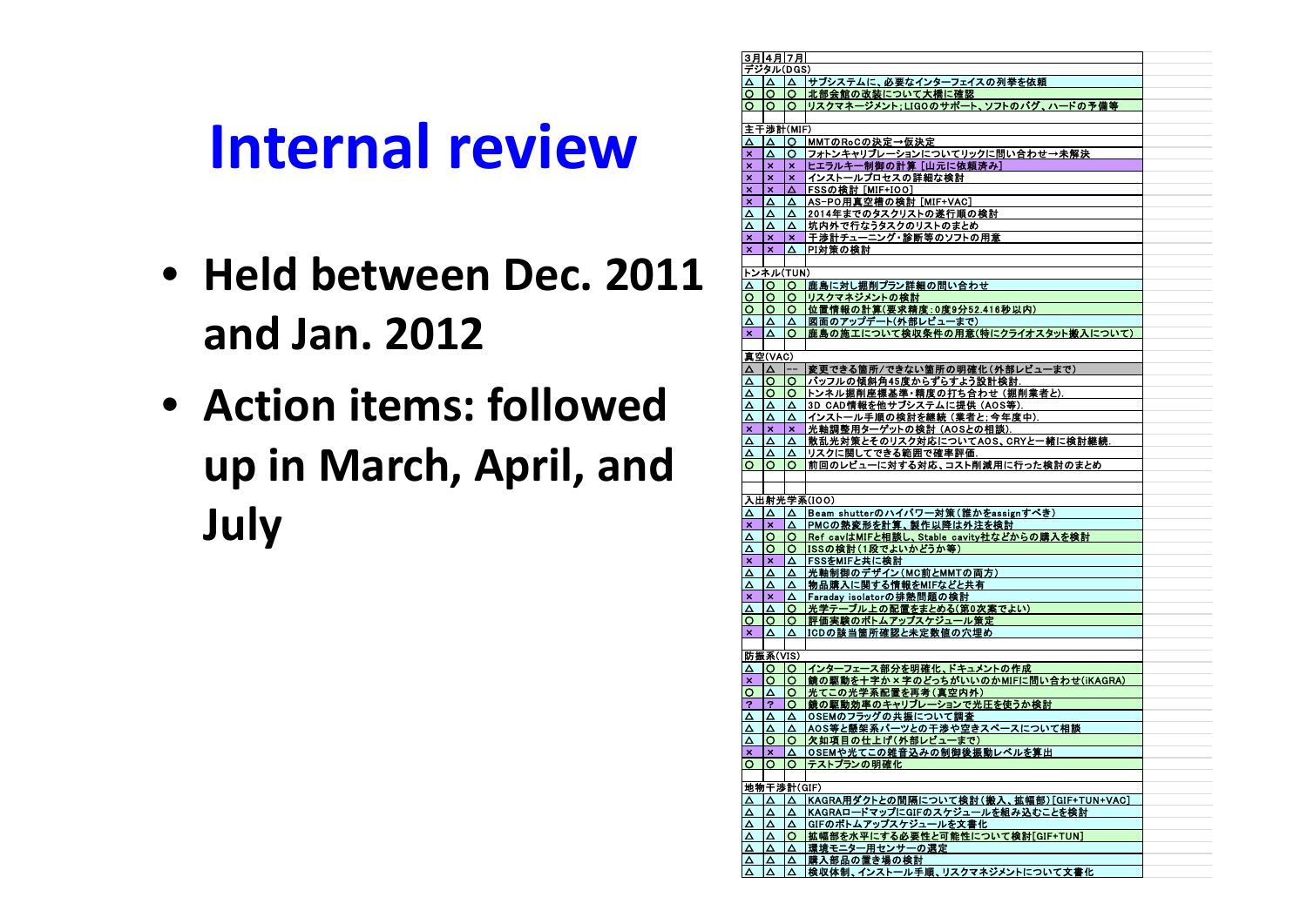# Internal review

- **Held between Dec. 2011 and Jan. 2012**
- **Action items: followed up in March, April, and July**

| 3月 | 4月 | 7月 | |
|---|---|---|---|
| デジタル(DGS) | | | |
| △ | △ | △ | サブシステムに、必要なインターフェイスの列挙を依頼 |
| ○ | ○ | ○ | 北部会館の改装について大橋に確認 |
| ○ | ○ | ○ | リスクマネージメント；LIGOのサポート、ソフトのバグ、ハードの予備等 |
| | | | |
| 主干渉計(MIF) | | | |
| △ | △ | ○ | MMTのRoCの決定→仮決定 |
| × | △ | ○ | フォトンキャリブレーションについてリックに問い合わせ→未解決 |
| × | × | × | ヒエラルキー制御の計算 [山元に依頼済み] |
| × | × | × | インストールプロセスの詳細な検討 |
| × | × | △ | FSSの検討 [MIF+IOO] |
| × | △ | △ | AS-PO用真空槽の検討 [MIF+VAC] |
| △ | △ | △ | 2014年までのタスクリストの遂行順の検討 |
| △ | △ | △ | 坑内外で行なうタスクのリストのまとめ |
| × | × | × | 干渉計チューニング・診断等のソフトの用意 |
| × | × | △ | PI対策の検討 |
| | | | |
| トンネル(TUN) | | | |
| △ | ○ | ○ | 鹿島に対し掘削プラン詳細の問い合わせ |
| ○ | ○ | ○ | リスクマネジメントの検討 |
| ○ | ○ | ○ | 位置情報の計算(要求精度：0度9分52.416秒以内) |
| △ | △ | △ | 図面のアップデート(外部レビューまで) |
| × | △ | ○ | 鹿島の施工について検収条件の用意(特にクライオスタット搬入について) |
| | | | |
| 真空(VAC) | | | |
| △ | △ | -- | 変更できる箇所/できない箇所の明確化(外部レビューまで) |
| △ | ○ | ○ | バッフルの傾斜角45度からずらすよう設計検討. |
| △ | ○ | ○ | トンネル掘削座標基準・精度の打ち合わせ (掘削業者と). |
| △ | △ | △ | 3D CAD情報を他サブシステムに提供 (AOS等). |
| △ | △ | △ | インストール手順の検討を継続 (業者と；今年度中). |
| × | × | × | 光軸調整用ターゲットの検討 (AOSとの相談). |
| △ | △ | △ | 散乱光対策とそのリスク対応についてAOS、CRYと一緒に検討継続. |
| △ | △ | △ | リスクに関してできる範囲で確率評価. |
| ○ | ○ | ○ | 前回のレビューに対する対応、コスト削減用に行った検討のまとめ |
| | | | |
| 入出射光学系(IOO) | | | |
| △ | △ | △ | Beam shutterのハイパワー対策(誰かをassignすべき) |
| × | × | △ | PMCの熱変形を計算、製作以降は外注を検討 |
| △ | ○ | ○ | Ref cavはMIFと相談し、Stable cavity社などからの購入を検討 |
| △ | ○ | ○ | ISSの検討(1段でよいかどうか等) |
| × | × | △ | FSSをMIFと共に検討 |
| △ | △ | △ | 光軸制御のデザイン(MC前とMMTの両方) |
| △ | △ | △ | 物品購入に関する情報をMIFなどと共有 |
| × | × | △ | Faraday isolatorの排熱問題の検討 |
| △ | △ | ○ | 光学テーブル上の配置をまとめる(第0次案でよい) |
| ○ | ○ | ○ | 評価実験のボトムアップスケジュール策定 |
| × | △ | △ | ICDの該当箇所確認と未定数値の穴埋め |
| | | | |
| 防振系(VIS) | | | |
| △ | ○ | ○ | インターフェース部分を明確化、ドキュメントの作成 |
| × | ○ | ○ | 鏡の駆動を十字か×字のどっちがいいのかMIFに問い合わせ(iKAGRA) |
| ○ | △ | ○ | 光てこの光学系配置を再考(真空内外) |
| ? | ? | ○ | 鏡の駆動効率のキャリブレーションで光圧を使うか検討 |
| △ | △ | △ | OSEMのフラッグの共振について調査 |
| △ | △ | △ | AOS等と懸架系パーツとの干渉や空きスペースについて相談 |
| △ | ○ | ○ | 欠如項目の仕上げ(外部レビューまで) |
| × | × | △ | OSEMや光てこの雑音込みの制御後振動レベルを算出 |
| ○ | ○ | ○ | テストプランの明確化 |
| | | | |
| 地物干渉計(GIF) | | | |
| △ | △ | △ | KAGRA用ダクトとの間隔について検討(搬入、拡幅部)[GIF+TUN+VAC] |
| △ | △ | △ | KAGRAロードマップにGIFのスケジュールを組み込むことを検討 |
| △ | △ | △ | GIFのボトムアップスケジュールを文書化 |
| △ | △ | ○ | 拡幅部を水平にする必要性と可能性について検討[GIF+TUN] |
| △ | △ | △ | 環境モニター用センサーの選定 |
| △ | △ | △ | 購入部品の置き場の検討 |
| △ | △ | △ | 検収体制、インストール手順、リスクマネジメントについて文書化 |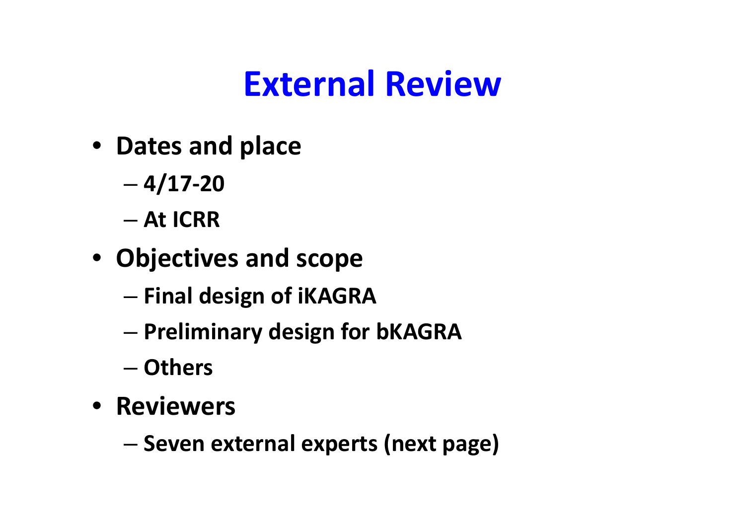# External Review

- **Dates and place**
  - **4/17-20**
  - **At ICRR**
- **Objectives and scope**
  - **Final design of iKAGRA**
  - **Preliminary design for bKAGRA**
  - **Others**
- **Reviewers**
  - **Seven external experts (next page)**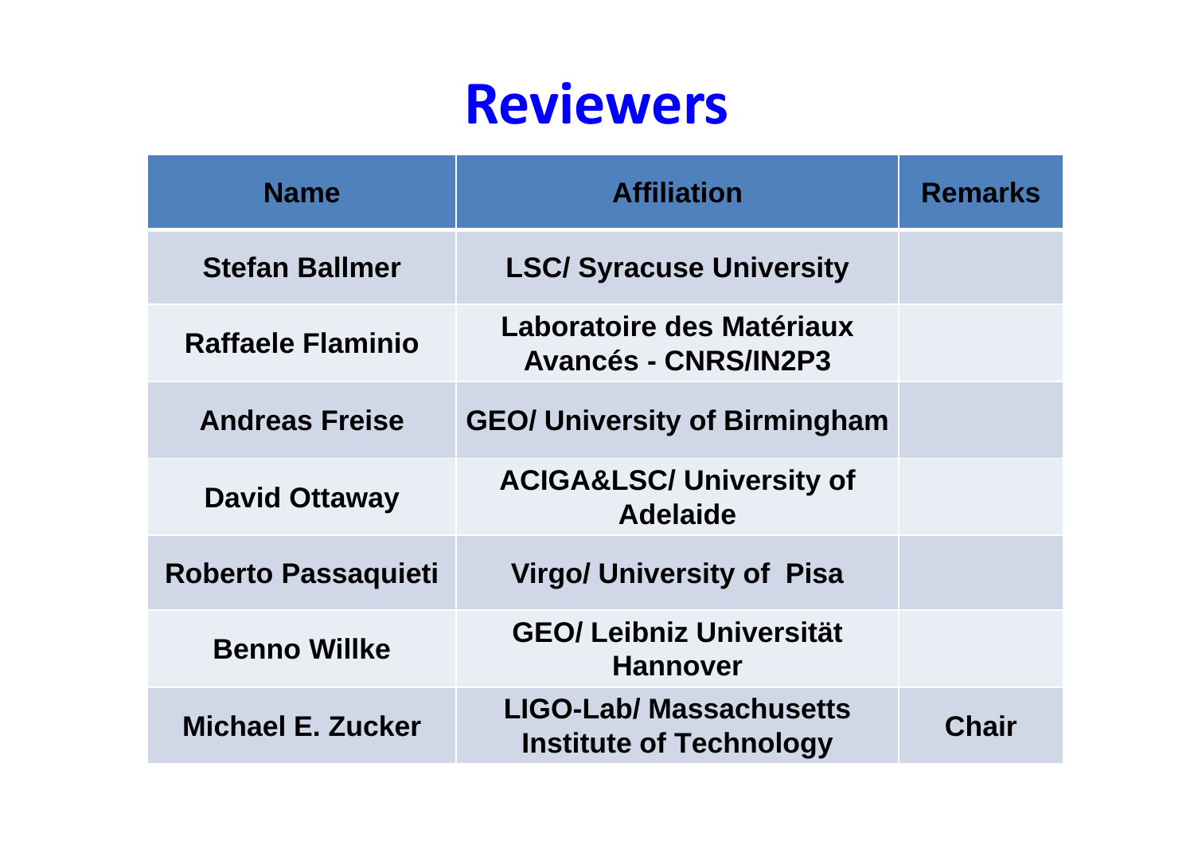# Reviewers

| Name | Affiliation | Remarks |
|---|---|---|
| Stefan Ballmer | LSC/ Syracuse University | |
| Raffaele Flaminio | Laboratoire des Matériaux Avancés - CNRS/IN2P3 | |
| Andreas Freise | GEO/ University of Birmingham | |
| David Ottaway | ACIGA&LSC/ University of Adelaide | |
| Roberto Passaquieti | Virgo/ University of Pisa | |
| Benno Willke | GEO/ Leibniz Universität Hannover | |
| Michael E. Zucker | LIGO-Lab/ Massachusetts Institute of Technology | Chair |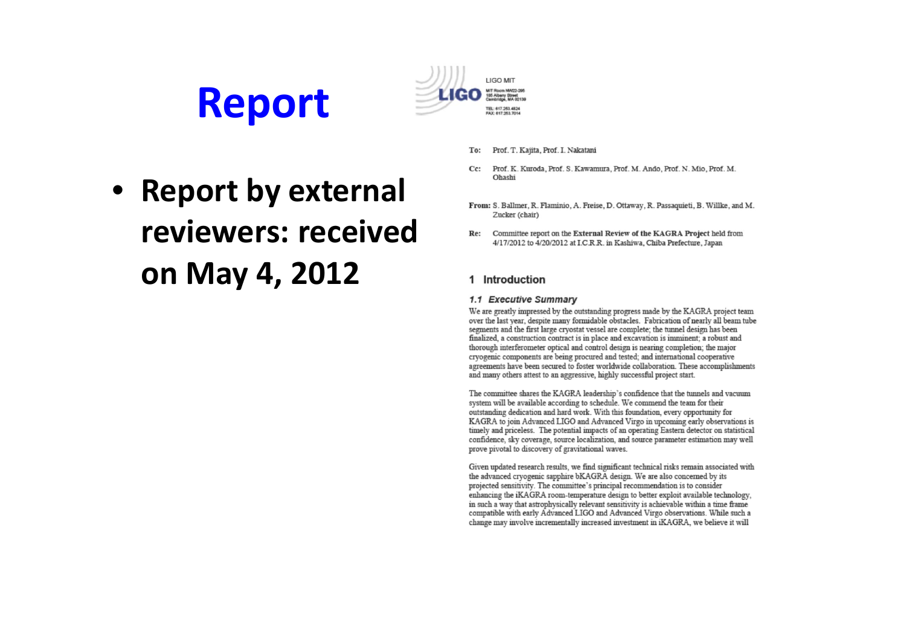# Report

- **Report by external reviewers: received on May 4, 2012**

LIGO

LIGO MIT
MIT Room NW22-295
185 Albany Street
Cambridge, MA 02139

TEL: 617.253.4824
FAX: 617.253.7014

**To:** Prof. T. Kajita, Prof. I. Nakatani

**Cc:** Prof. K. Kuroda, Prof. S. Kawamura, Prof. M. Ando, Prof. N. Mio, Prof. M. Ohashi

**From:** S. Ballmer, R. Flaminio, A. Freise, D. Ottaway, R. Passaquieti, B. Willke, and M. Zucker (chair)

**Re:** Committee report on the **External Review of the KAGRA Project** held from 4/17/2012 to 4/20/2012 at I.C.R.R. in Kashiwa, Chiba Prefecture, Japan

## 1 Introduction

### *1.1 Executive Summary*

We are greatly impressed by the outstanding progress made by the KAGRA project team over the last year, despite many formidable obstacles. Fabrication of nearly all beam tube segments and the first large cryostat vessel are complete; the tunnel design has been finalized, a construction contract is in place and excavation is imminent; a robust and thorough interferometer optical and control design is nearing completion; the major cryogenic components are being procured and tested; and international cooperative agreements have been secured to foster worldwide collaboration. These accomplishments and many others attest to an aggressive, highly successful project start.

The committee shares the KAGRA leadership's confidence that the tunnels and vacuum system will be available according to schedule. We commend the team for their outstanding dedication and hard work. With this foundation, every opportunity for KAGRA to join Advanced LIGO and Advanced Virgo in upcoming early observations is timely and priceless. The potential impacts of an operating Eastern detector on statistical confidence, sky coverage, source localization, and source parameter estimation may well prove pivotal to discovery of gravitational waves.

Given updated research results, we find significant technical risks remain associated with the advanced cryogenic sapphire bKAGRA design. We are also concerned by its projected sensitivity. The committee's principal recommendation is to consider enhancing the iKAGRA room-temperature design to better exploit available technology, in such a way that astrophysically relevant sensitivity is achievable within a time frame compatible with early Advanced LIGO and Advanced Virgo observations. While such a change may involve incrementally increased investment in iKAGRA, we believe it will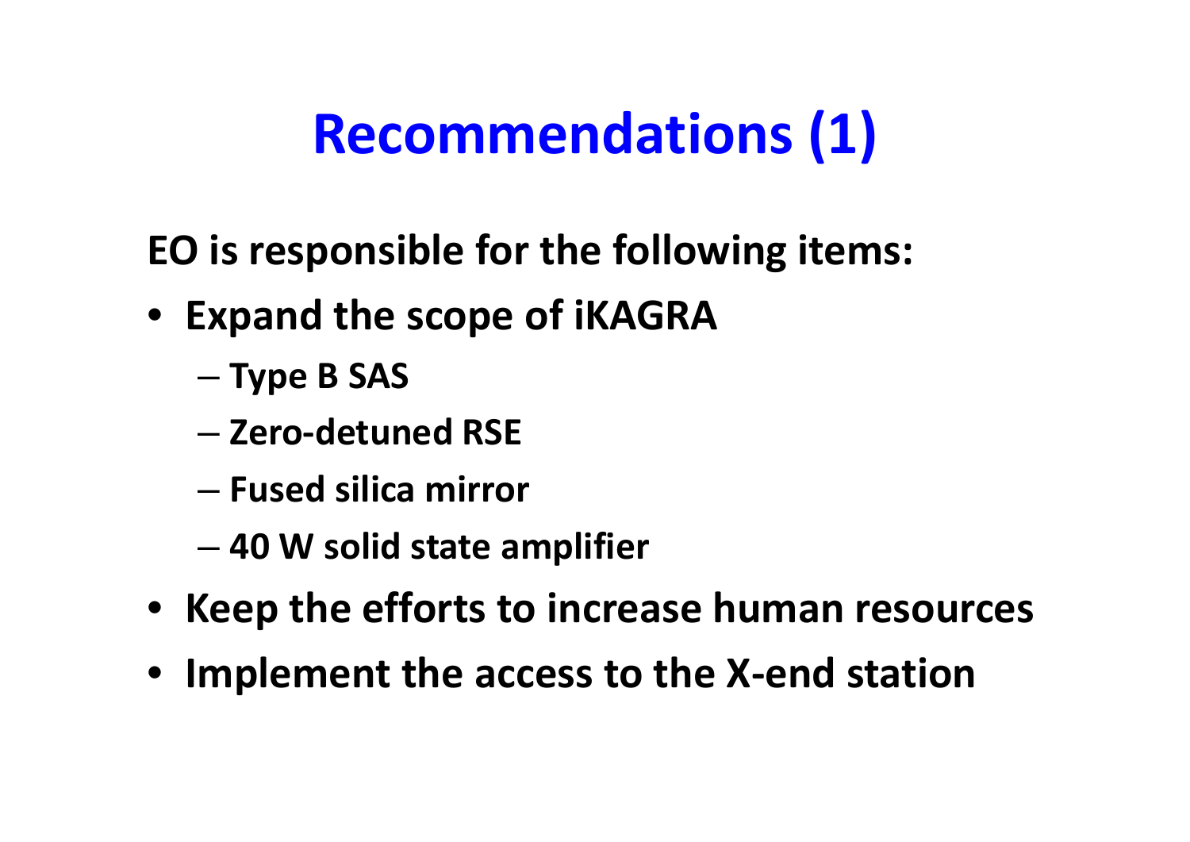# Recommendations (1)

**EO is responsible for the following items:**

- **Expand the scope of iKAGRA**
  - **Type B SAS**
  - **Zero-detuned RSE**
  - **Fused silica mirror**
  - **40 W solid state amplifier**
- **Keep the efforts to increase human resources**
- **Implement the access to the X-end station**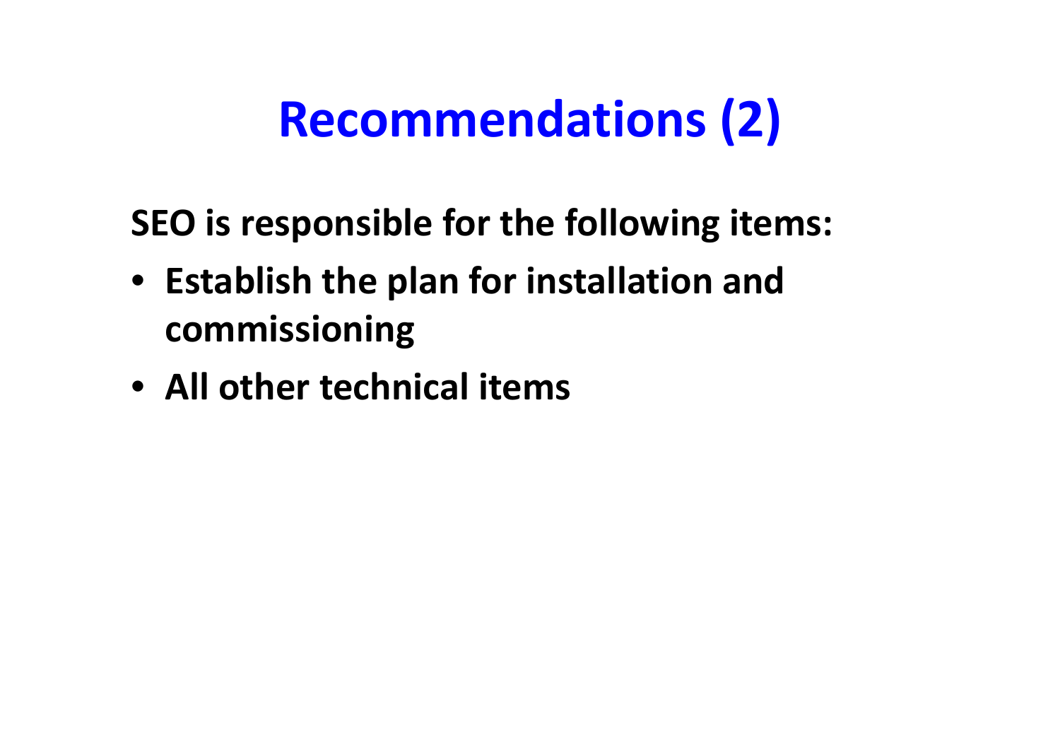# Recommendations (2)

**SEO is responsible for the following items:**

- **Establish the plan for installation and commissioning**
- **All other technical items**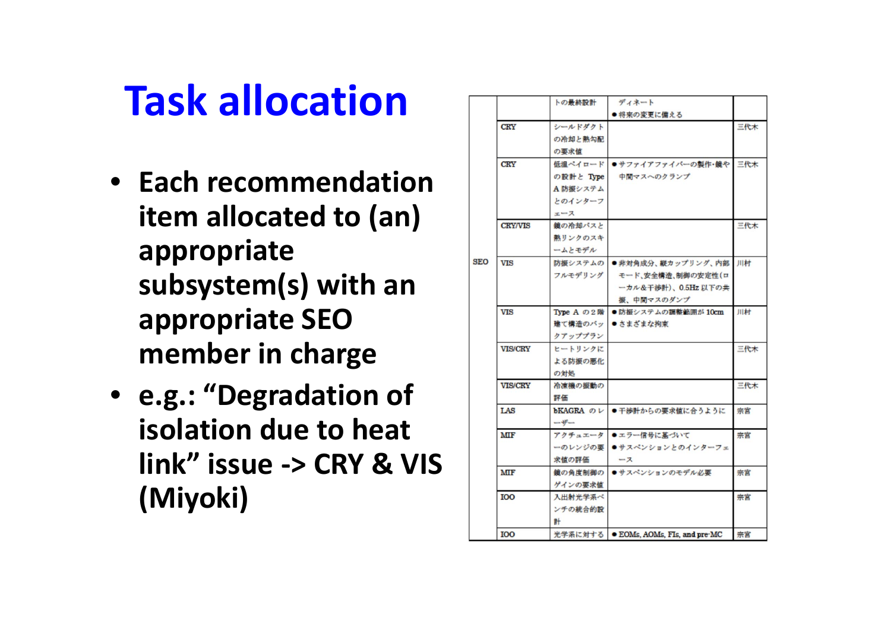# Task allocation

- **Each recommendation item allocated to (an) appropriate subsystem(s) with an appropriate SEO member in charge**
- **e.g.: "Degradation of isolation due to heat link" issue -> CRY & VIS (Miyoki)**

| | | | | |
|---|---|---|---|---|
| SEO | | トの最終設計 | ディネート<br>●将来の変更に備える | |
| | CRY | シールドダクトの冷却と熱勾配の要求値 | | 三代木 |
| | CRY | 低温ペイロードの設計と Type A 防振システムとのインターフェース | ●サファイアファイバーの製作・鏡や中間マスへのクランプ | 三代木 |
| | CRY/VIS | 鏡の冷却パスと熱リンクのスキームとモデル | | 三代木 |
| | VIS | 防振システムのフルモデリング | ●非対角成分、縦カップリング、内部モード、安全構造、制御の安定性(ローカル&干渉計)、0.5Hz 以下の共振、中間マスのダンプ | 川村 |
| | VIS | Type A の2階建て構造のバックアッププラン | ●防振システムの調整範囲が 10cm<br>●さまざまな拘束 | 川村 |
| | VIS/CRY | ヒートリンクによる防振の悪化の対処 | | 三代木 |
| | VIS/CRY | 冷凍機の振動の評価 | | 三代木 |
| | LAS | bKAGRA のレーザー | ●干渉計からの要求値に合うように | 宗宮 |
| | MIF | アクチュエーターのレンジの要求値の評価 | ●エラー信号に基づいて<br>●サスペンションとのインターフェース | 宗宮 |
| | MIF | 鏡の角度制御のゲインの要求値 | ●サスペンションのモデル必要 | 宗宮 |
| | IOO | 入出射光学系ベンチの統合的設計 | | 宗宮 |
| | IOO | 光学系に対する | ● EOMs, AOMs, FIs, and pre-MC | 宗宮 |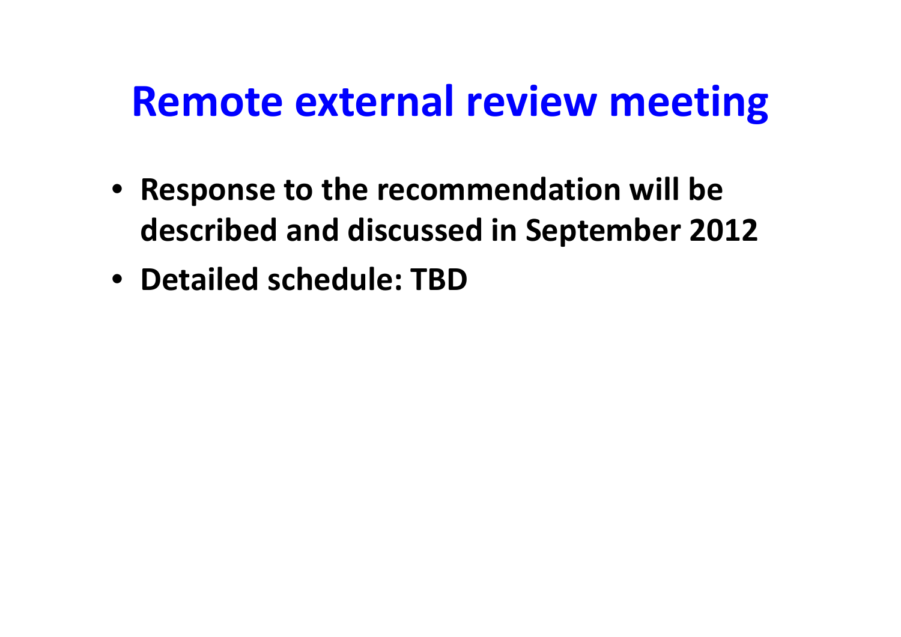# Remote external review meeting

- **Response to the recommendation will be described and discussed in September 2012**
- **Detailed schedule: TBD**